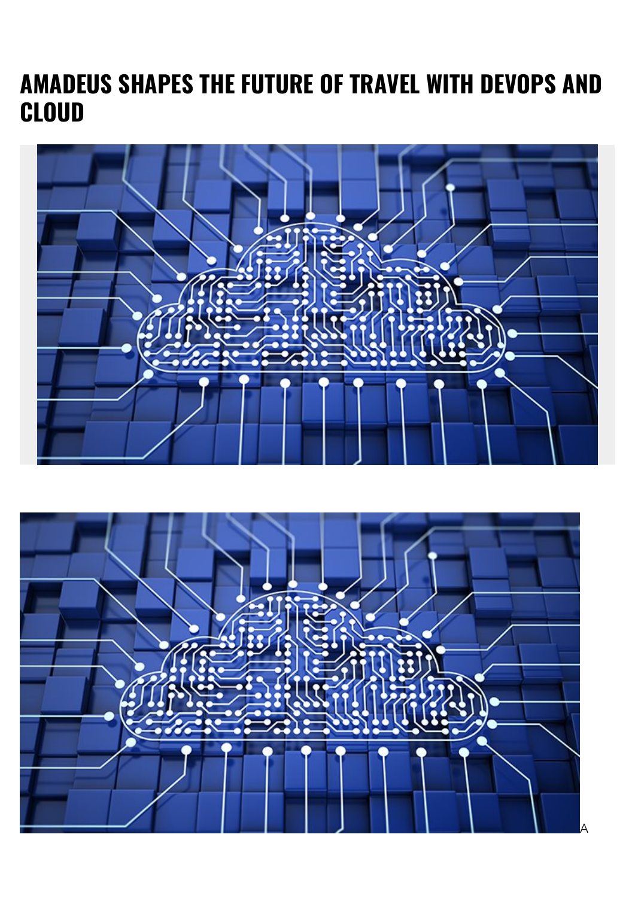# AMADEUS SHAPES THE FUTURE OF TRAVEL WITH DEVOPS AND CLOUD

A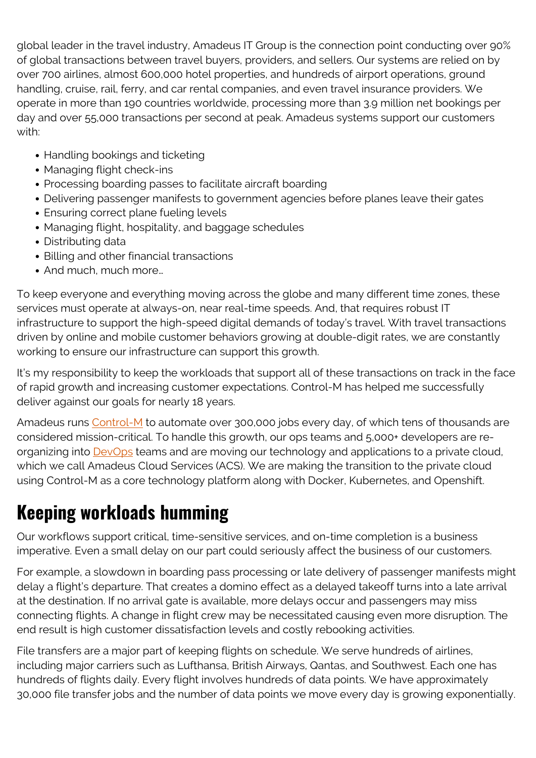global leader in the travel industry, Amadeus IT Group is the connection point conducting over 90% of global transactions between travel buyers, providers, and sellers. Our systems are relied on by over 700 airlines, almost 600,000 hotel properties, and hundreds of airport operations, ground handling, cruise, rail, ferry, and car rental companies, and even travel insurance providers. We operate in more than 190 countries worldwide, processing more than 3.9 million net bookings per day and over 55,000 transactions per second at peak. Amadeus systems support our customers with:

- Handling bookings and ticketing
- Managing flight check-ins
- Processing boarding passes to facilitate aircraft boarding
- Delivering passenger manifests to government agencies before planes leave their gates
- Ensuring correct plane fueling levels
- Managing flight, hospitality, and baggage schedules
- Distributing data
- Billing and other financial transactions
- And much, much more…

To keep everyone and everything moving across the globe and many different time zones, these services must operate at always-on, near real-time speeds. And, that requires robust IT infrastructure to support the high-speed digital demands of today's travel. With travel transactions driven by online and mobile customer behaviors growing at double-digit rates, we are constantly working to ensure our infrastructure can support this growth.

It's my responsibility to keep the workloads that support all of these transactions on track in the face of rapid growth and increasing customer expectations. Control-M has helped me successfully deliver against our goals for nearly 18 years.

Amadeus runs Control-M to automate over 300,000 jobs every day, of which tens of thousands are considered mission-critical. To handle this growth, our ops teams and 5,000+ developers are re-organizing into DevOps teams and are moving our technology and applications to a private cloud, which we call Amadeus Cloud Services (ACS). We are making the transition to the private cloud using Control-M as a core technology platform along with Docker, Kubernetes, and Openshift.

## Keeping workloads humming

Our workflows support critical, time-sensitive services, and on-time completion is a business imperative. Even a small delay on our part could seriously affect the business of our customers.

For example, a slowdown in boarding pass processing or late delivery of passenger manifests might delay a flight's departure. That creates a domino effect as a delayed takeoff turns into a late arrival at the destination. If no arrival gate is available, more delays occur and passengers may miss connecting flights. A change in flight crew may be necessitated causing even more disruption. The end result is high customer dissatisfaction levels and costly rebooking activities.

File transfers are a major part of keeping flights on schedule. We serve hundreds of airlines, including major carriers such as Lufthansa, British Airways, Qantas, and Southwest. Each one has hundreds of flights daily. Every flight involves hundreds of data points. We have approximately 30,000 file transfer jobs and the number of data points we move every day is growing exponentially.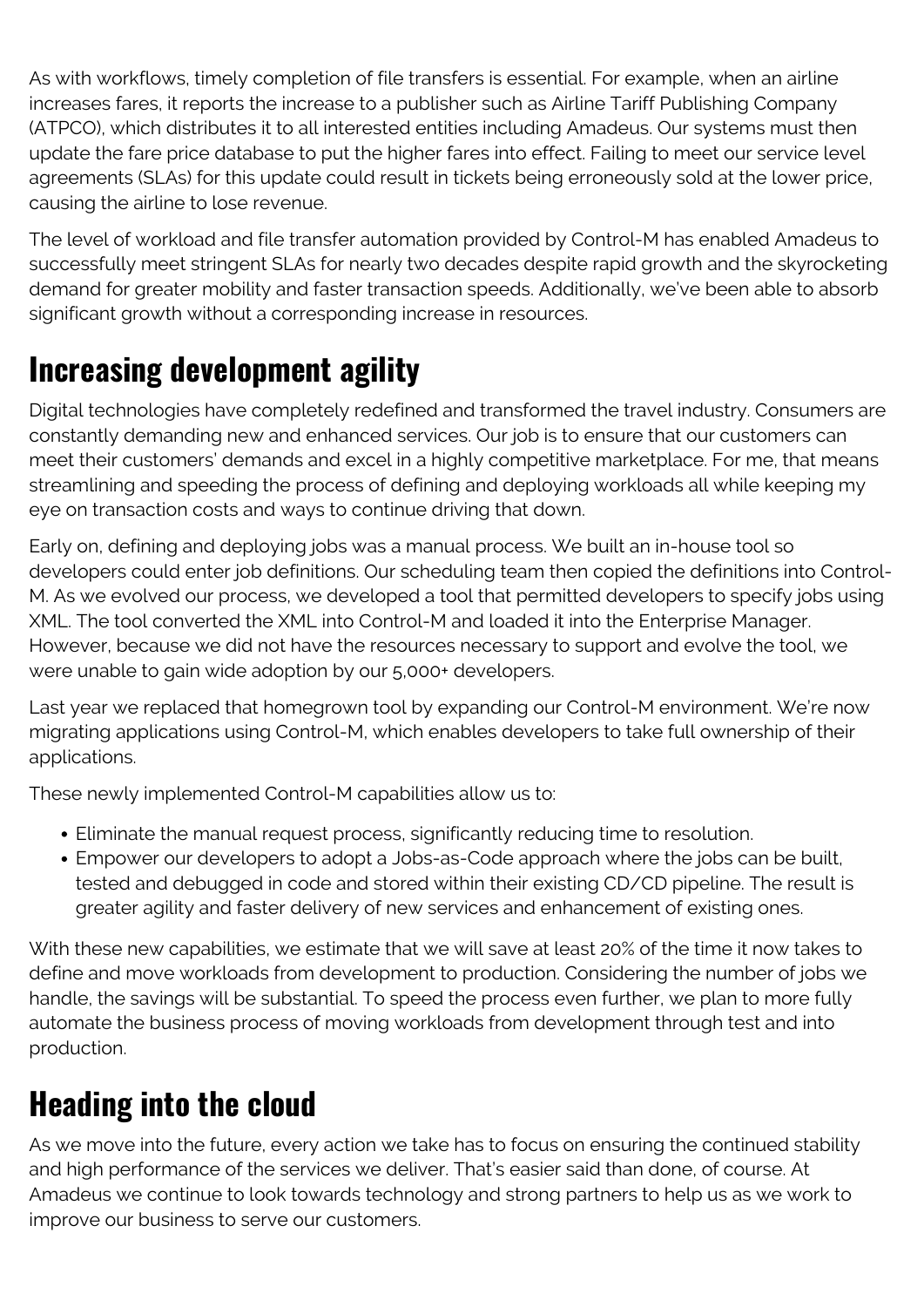As with workflows, timely completion of file transfers is essential. For example, when an airline increases fares, it reports the increase to a publisher such as Airline Tariff Publishing Company (ATPCO), which distributes it to all interested entities including Amadeus. Our systems must then update the fare price database to put the higher fares into effect. Failing to meet our service level agreements (SLAs) for this update could result in tickets being erroneously sold at the lower price, causing the airline to lose revenue.

The level of workload and file transfer automation provided by Control-M has enabled Amadeus to successfully meet stringent SLAs for nearly two decades despite rapid growth and the skyrocketing demand for greater mobility and faster transaction speeds. Additionally, we've been able to absorb significant growth without a corresponding increase in resources.

## Increasing development agility

Digital technologies have completely redefined and transformed the travel industry. Consumers are constantly demanding new and enhanced services. Our job is to ensure that our customers can meet their customers' demands and excel in a highly competitive marketplace. For me, that means streamlining and speeding the process of defining and deploying workloads all while keeping my eye on transaction costs and ways to continue driving that down.

Early on, defining and deploying jobs was a manual process. We built an in-house tool so developers could enter job definitions. Our scheduling team then copied the definitions into Control-M. As we evolved our process, we developed a tool that permitted developers to specify jobs using XML. The tool converted the XML into Control-M and loaded it into the Enterprise Manager. However, because we did not have the resources necessary to support and evolve the tool, we were unable to gain wide adoption by our 5,000+ developers.

Last year we replaced that homegrown tool by expanding our Control-M environment. We're now migrating applications using Control-M, which enables developers to take full ownership of their applications.

These newly implemented Control-M capabilities allow us to:

- Eliminate the manual request process, significantly reducing time to resolution.
- Empower our developers to adopt a Jobs-as-Code approach where the jobs can be built, tested and debugged in code and stored within their existing CD/CD pipeline. The result is greater agility and faster delivery of new services and enhancement of existing ones.

With these new capabilities, we estimate that we will save at least 20% of the time it now takes to define and move workloads from development to production. Considering the number of jobs we handle, the savings will be substantial. To speed the process even further, we plan to more fully automate the business process of moving workloads from development through test and into production.

## Heading into the cloud

As we move into the future, every action we take has to focus on ensuring the continued stability and high performance of the services we deliver. That's easier said than done, of course. At Amadeus we continue to look towards technology and strong partners to help us as we work to improve our business to serve our customers.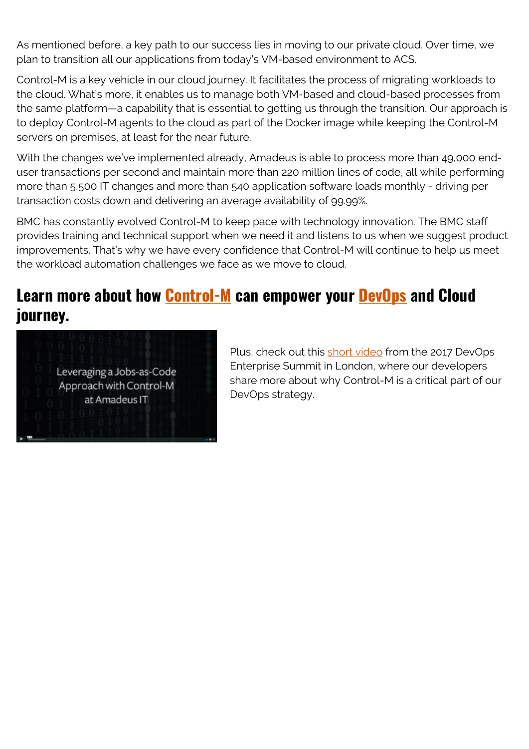As mentioned before, a key path to our success lies in moving to our private cloud. Over time, we plan to transition all our applications from today's VM-based environment to ACS.

Control-M is a key vehicle in our cloud journey. It facilitates the process of migrating workloads to the cloud. What's more, it enables us to manage both VM-based and cloud-based processes from the same platform—a capability that is essential to getting us through the transition. Our approach is to deploy Control-M agents to the cloud as part of the Docker image while keeping the Control-M servers on premises, at least for the near future.

With the changes we've implemented already, Amadeus is able to process more than 49,000 end-user transactions per second and maintain more than 220 million lines of code, all while performing more than 5,500 IT changes and more than 540 application software loads monthly - driving per transaction costs down and delivering an average availability of 99.99%.

BMC has constantly evolved Control-M to keep pace with technology innovation. The BMC staff provides training and technical support when we need it and listens to us when we suggest product improvements. That's why we have every confidence that Control-M will continue to help us meet the workload automation challenges we face as we move to cloud.

## Learn more about how Control-M can empower your DevOps and Cloud journey.

Leveraging a Jobs-as-Code Approach with Control-M at Amadeus IT

Plus, check out this short video from the 2017 DevOps Enterprise Summit in London, where our developers share more about why Control-M is a critical part of our DevOps strategy.